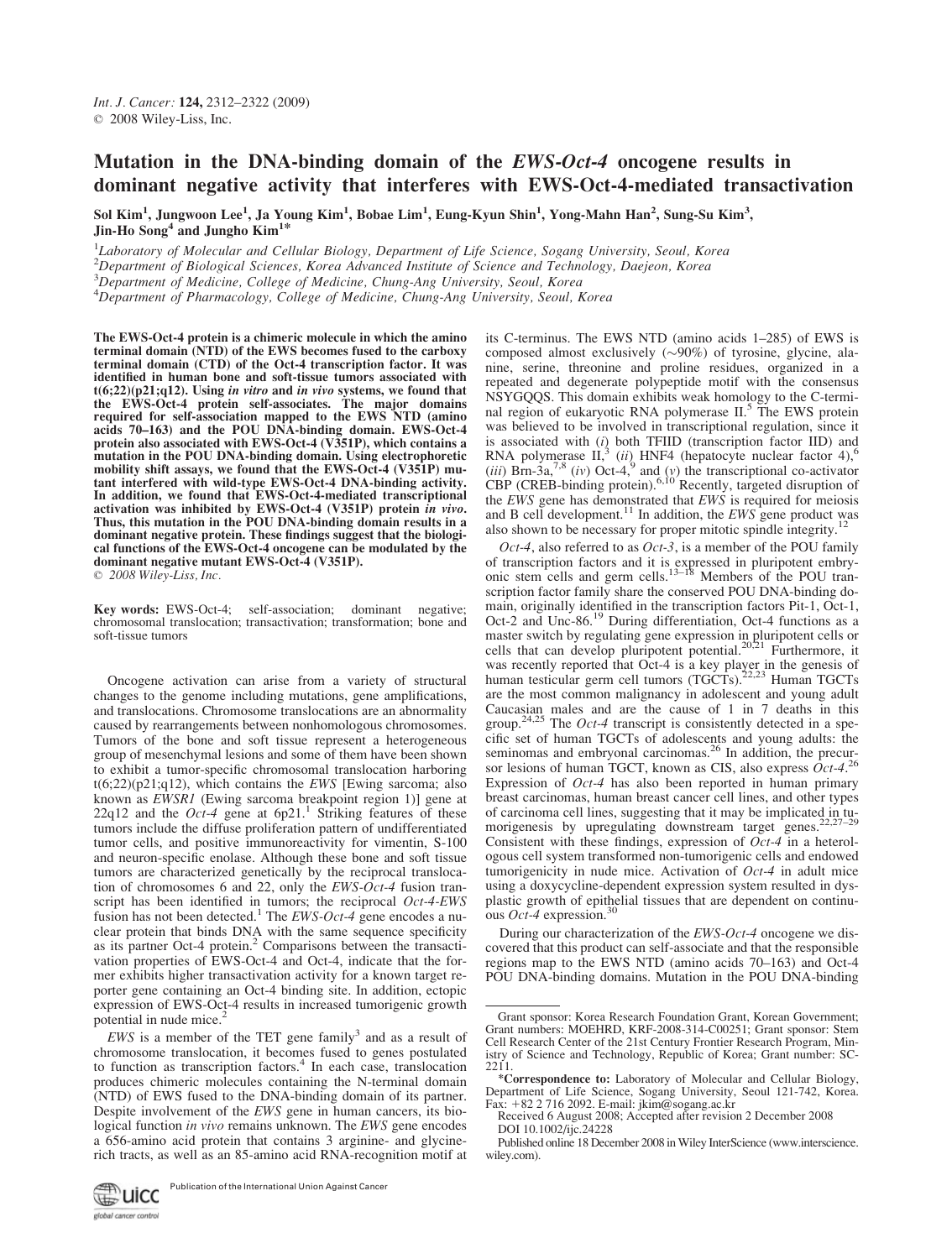# Mutation in the DNA-binding domain of the *EWS-Oct-4* oncogene results in dominant negative activity that interferes with EWS-Oct-4-mediated transactivation

Sol Kim[1], Jungwoon Lee[1], Ja Young Kim[1], Bobae Lim[1], Eung-Kyun Shin[1], Yong-Mahn Han[2], Sung-Su Kim[3], Jin-Ho Song[4] and Jungho Kim[1]*

[1]Laboratory of Molecular and Cellular Biology, Department of Life Science, Sogang University, Seoul, Korea
[2]Department of Biological Sciences, Korea Advanced Institute of Science and Technology, Daejeon, Korea
[3]Department of Medicine, College of Medicine, Chung-Ang University, Seoul, Korea
[4]Department of Pharmacology, College of Medicine, Chung-Ang University, Seoul, Korea

**The EWS-Oct-4 protein is a chimeric molecule in which the amino terminal domain (NTD) of the EWS becomes fused to the carboxy terminal domain (CTD) of the Oct-4 transcription factor. It was identified in human bone and soft-tissue tumors associated with t(6;22)(p21;q12). Using *in vitro* and *in vivo* systems, we found that the EWS-Oct-4 protein self-associates. The major domains required for self-association mapped to the EWS NTD (amino acids 70–163) and the POU DNA-binding domain. EWS-Oct-4 protein also associated with EWS-Oct-4 (V351P), which contains a mutation in the POU DNA-binding domain. Using electrophoretic mobility shift assays, we found that the EWS-Oct-4 (V351P) mutant interfered with wild-type EWS-Oct-4 DNA-binding activity. In addition, we found that EWS-Oct-4-mediated transcriptional activation was inhibited by EWS-Oct-4 (V351P) protein *in vivo*. Thus, this mutation in the POU DNA-binding domain results in a dominant negative protein. These findings suggest that the biological functions of the EWS-Oct-4 oncogene can be modulated by the dominant negative mutant EWS-Oct-4 (V351P).**
© 2008 Wiley-Liss, Inc.

**Key words:** EWS-Oct-4; self-association; dominant negative; chromosomal translocation; transactivation; transformation; bone and soft-tissue tumors

Oncogene activation can arise from a variety of structural changes to the genome including mutations, gene amplifications, and translocations. Chromosome translocations are an abnormality caused by rearrangements between nonhomologous chromosomes. Tumors of the bone and soft tissue represent a heterogeneous group of mesenchymal lesions and some of them have been shown to exhibit a tumor-specific chromosomal translocation harboring t(6;22)(p21;q12), which contains the *EWS* [Ewing sarcoma; also known as *EWSR1* (Ewing sarcoma breakpoint region 1)] gene at 22q12 and the *Oct-4* gene at 6p21.[1] Striking features of these tumors include the diffuse proliferation pattern of undifferentiated tumor cells, and positive immunoreactivity for vimentin, S-100 and neuron-specific enolase. Although these bone and soft tissue tumors are characterized genetically by the reciprocal translocation of chromosomes 6 and 22, only the *EWS-Oct-4* fusion transcript has been identified in tumors; the reciprocal *Oct-4-EWS* fusion has not been detected.[1] The *EWS-Oct-4* gene encodes a nuclear protein that binds DNA with the same sequence specificity as its partner Oct-4 protein.[2] Comparisons between the transactivation properties of EWS-Oct-4 and Oct-4, indicate that the former exhibits higher transactivation activity for a known target reporter gene containing an Oct-4 binding site. In addition, ectopic expression of EWS-Oct-4 results in increased tumorigenic growth potential in nude mice.[2]

*EWS* is a member of the TET gene family[3] and as a result of chromosome translocation, it becomes fused to genes postulated to function as transcription factors.[4] In each case, translocation produces chimeric molecules containing the N-terminal domain (NTD) of EWS fused to the DNA-binding domain of its partner. Despite involvement of the *EWS* gene in human cancers, its biological function *in vivo* remains unknown. The *EWS* gene encodes a 656-amino acid protein that contains 3 arginine- and glycine-rich tracts, as well as an 85-amino acid RNA-recognition motif at its C-terminus. The EWS NTD (amino acids 1–285) of EWS is composed almost exclusively (~90%) of tyrosine, glycine, alanine, serine, threonine and proline residues, organized in a repeated and degenerate polypeptide motif with the consensus NSYGQQS. This domain exhibits weak homology to the C-terminal region of eukaryotic RNA polymerase II.[5] The EWS protein was believed to be involved in transcriptional regulation, since it is associated with (*i*) both TFIID (transcription factor IID) and RNA polymerase II,[3] (*ii*) HNF4 (hepatocyte nuclear factor 4),[6] (*iii*) Brn-3a,[7,8] (*iv*) Oct-4,[9] and (*v*) the transcriptional co-activator CBP (CREB-binding protein).[6,10] Recently, targeted disruption of the *EWS* gene has demonstrated that *EWS* is required for meiosis and B cell development.[11] In addition, the *EWS* gene product was also shown to be necessary for proper mitotic spindle integrity.[12]

*Oct-4*, also referred to as *Oct-3*, is a member of the POU family of transcription factors and it is expressed in pluripotent embryonic stem cells and germ cells.[13–18] Members of the POU transcription factor family share the conserved POU DNA-binding domain, originally identified in the transcription factors Pit-1, Oct-1, Oct-2 and Unc-86.[19] During differentiation, Oct-4 functions as a master switch by regulating gene expression in pluripotent cells or cells that can develop pluripotent potential.[20,21] Furthermore, it was recently reported that Oct-4 is a key player in the genesis of human testicular germ cell tumors (TGCTs).[22,23] Human TGCTs are the most common malignancy in adolescent and young adult Caucasian males and are the cause of 1 in 7 deaths in this group.[24,25] The *Oct-4* transcript is consistently detected in a specific set of human TGCTs of adolescents and young adults: the seminomas and embryonal carcinomas.[26] In addition, the precursor lesions of human TGCT, known as CIS, also express *Oct-4*.[26] Expression of *Oct-4* has also been reported in human primary breast carcinomas, human breast cancer cell lines, and other types of carcinoma cell lines, suggesting that it may be implicated in tumorigenesis by upregulating downstream target genes.[22,27–29] Consistent with these findings, expression of *Oct-4* in a heterologous cell system transformed non-tumorigenic cells and endowed tumorigenicity in nude mice. Activation of *Oct-4* in adult mice using a doxycycline-dependent expression system resulted in dysplastic growth of epithelial tissues that are dependent on continuous *Oct-4* expression.[30]

During our characterization of the *EWS-Oct-4* oncogene we discovered that this product can self-associate and that the responsible regions map to the EWS NTD (amino acids 70–163) and Oct-4 POU DNA-binding domains. Mutation in the POU DNA-binding

---

Grant sponsor: Korea Research Foundation Grant, Korean Government; Grant numbers: MOEHRD, KRF-2008-314-C00251; Grant sponsor: Stem Cell Research Center of the 21st Century Frontier Research Program, Ministry of Science and Technology, Republic of Korea; Grant number: SC-2211.

*Correspondence to: Laboratory of Molecular and Cellular Biology, Department of Life Science, Sogang University, Seoul 121-742, Korea. Fax: +82 2 716 2092. E-mail: jkim@sogang.ac.kr

Received 6 August 2008; Accepted after revision 2 December 2008

DOI 10.1002/ijc.24228

Published online 18 December 2008 in Wiley InterScience (www.interscience.wiley.com).

Publication of the International Union Against Cancer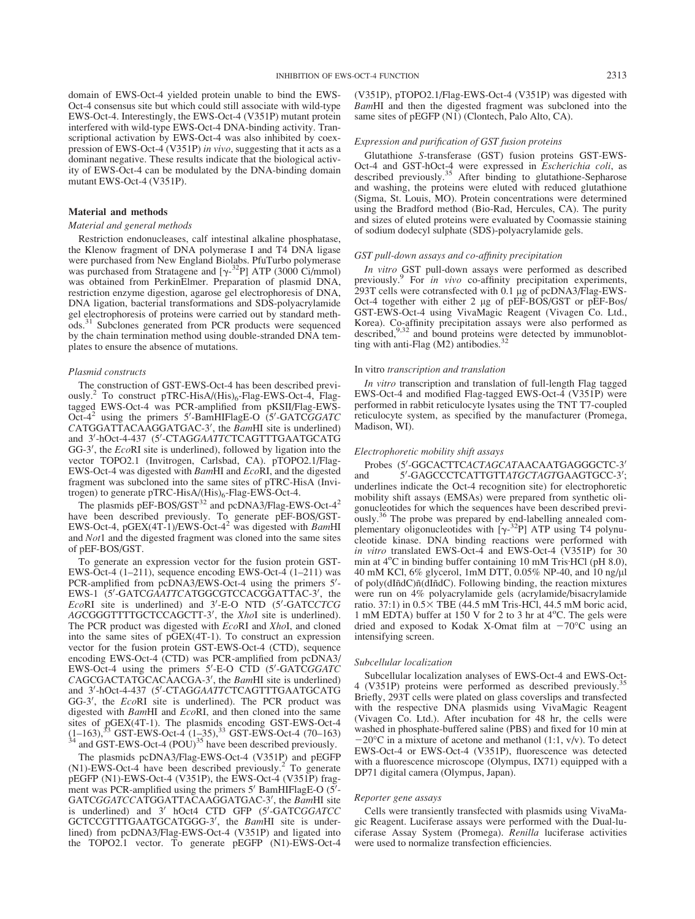domain of EWS-Oct-4 yielded protein unable to bind the EWS-Oct-4 consensus site but which could still associate with wild-type EWS-Oct-4. Interestingly, the EWS-Oct-4 (V351P) mutant protein interfered with wild-type EWS-Oct-4 DNA-binding activity. Transcriptional activation by EWS-Oct-4 was also inhibited by coexpression of EWS-Oct-4 (V351P) *in vivo*, suggesting that it acts as a dominant negative. These results indicate that the biological activity of EWS-Oct-4 can be modulated by the DNA-binding domain mutant EWS-Oct-4 (V351P).

## Material and methods

### Material and general methods

Restriction endonucleases, calf intestinal alkaline phosphatase, the Klenow fragment of DNA polymerase I and T4 DNA ligase were purchased from New England Biolabs. PfuTurbo polymerase was purchased from Stratagene and [$\gamma$-$^{32}$P] ATP (3000 Ci/mmol) was obtained from PerkinElmer. Preparation of plasmid DNA, restriction enzyme digestion, agarose gel electrophoresis of DNA, DNA ligation, bacterial transformations and SDS-polyacrylamide gel electrophoresis of proteins were carried out by standard methods.[31] Subclones generated from PCR products were sequenced by the chain termination method using double-stranded DNA templates to ensure the absence of mutations.

### Plasmid constructs

The construction of GST-EWS-Oct-4 has been described previously.[2] To construct pTRC-HisA/(His)$_6$-Flag-EWS-Oct-4, Flag-tagged EWS-Oct-4 was PCR-amplified from pKSII/Flag-EWS-Oct-4[2] using the primers 5′-BamHIFlagE-O (5′-GATC*GGATC*CATGGATTACAAGGATGAC-3′, the *Bam*HI site is underlined) and 3′-hOct-4-437 (5′-CTAG*GAATTC*TCAGTTTGAATGCATGGG-3′, the *Eco*RI site is underlined), followed by ligation into the vector TOPO2.1 (Invitrogen, Carlsbad, CA). pTOPO2.1/Flag-EWS-Oct-4 was digested with *Bam*HI and *Eco*RI, and the digested fragment was subcloned into the same sites of pTRC-HisA (Invitrogen) to generate pTRC-HisA/(His)$_6$-Flag-EWS-Oct-4.

The plasmids pEF-BOS/GST[32] and pcDNA3/Flag-EWS-Oct-4[2] have been described previously. To generate pEF-BOS/GST-EWS-Oct-4, pGEX(4T-1)/EWS-Oct-4[2] was digested with *Bam*HI and *Not*1 and the digested fragment was cloned into the same sites of pEF-BOS/GST.

To generate an expression vector for the fusion protein GST-EWS-Oct-4 (1–211), sequence encoding EWS-Oct-4 (1–211) was PCR-amplified from pcDNA3/EWS-Oct-4 using the primers 5′-EWS-1 (5′-GATC*GAATTC*ATGGCGTCCACGGATTAC-3′, the *Eco*RI site is underlined) and 3′-E-O NTD (5′-GATC*CTCGAG*CGGGTTTTGCTCCAGCTT-3′, the *Xho*I site is underlined). The PCR product was digested with *Eco*RI and *Xho*I, and cloned into the same sites of pGEX(4T-1). To construct an expression vector for the fusion protein GST-EWS-Oct-4 (CTD), sequence encoding EWS-Oct-4 (CTD) was PCR-amplified from pcDNA3/EWS-Oct-4 using the primers 5′-E-O CTD (5′-GATC*GGATC*CAGCGACTATGCACAACGA-3′, the *Bam*HI site is underlined) and 3′-hOct-4-437 (5′-CTAG*GAATTC*TCAGTTTGAATGCATGGG-3′, the *Eco*RI site is underlined). The PCR product was digested with *Bam*HI and *Eco*RI, and then cloned into the same sites of pGEX(4T-1). The plasmids encoding GST-EWS-Oct-4 (1–163),[33] GST-EWS-Oct-4 (1–35),[33] GST-EWS-Oct-4 (70–163)[34] and GST-EWS-Oct-4 (POU)[35] have been described previously.

The plasmids pcDNA3/Flag-EWS-Oct-4 (V351P) and pEGFP (N1)-EWS-Oct-4 have been described previously.[2] To generate pEGFP (N1)-EWS-Oct-4 (V351P), the EWS-Oct-4 (V351P) fragment was PCR-amplified using the primers 5′ BamHIFlagE-O (5′-GATC*GGATCC*ATGGATTACAAGGATGAC-3′, the *Bam*HI site is underlined) and 3′ hOct4 CTD GFP (5′-GATC*GGATCC*GCTCCGTTTGAATGCATGGG-3′, the *Bam*HI site is underlined) from pcDNA3/Flag-EWS-Oct-4 (V351P) and ligated into the TOPO2.1 vector. To generate pEGFP (N1)-EWS-Oct-4 (V351P), pTOPO2.1/Flag-EWS-Oct-4 (V351P) was digested with *Bam*HI and then the digested fragment was subcloned into the same sites of pEGFP (N1) (Clontech, Palo Alto, CA).

### Expression and purification of GST fusion proteins

Glutathione *S*-transferase (GST) fusion proteins GST-EWS-Oct-4 and GST-hOct-4 were expressed in *Escherichia coli*, as described previously.[35] After binding to glutathione-Sepharose and washing, the proteins were eluted with reduced glutathione (Sigma, St. Louis, MO). Protein concentrations were determined using the Bradford method (Bio-Rad, Hercules, CA). The purity and sizes of eluted proteins were evaluated by Coomassie staining of sodium dodecyl sulphate (SDS)-polyacrylamide gels.

### GST pull-down assays and co-affinity precipitation

*In vitro* GST pull-down assays were performed as described previously.[9] For *in vivo* co-affinity precipitation experiments, 293T cells were cotransfected with 0.1 μg of pcDNA3/Flag-EWS-Oct-4 together with either 2 μg of pEF-BOS/GST or pEF-Bos/GST-EWS-Oct-4 using VivaMagic Reagent (Vivagen Co. Ltd., Korea). Co-affinity precipitation assays were also performed as described,[9,32] and bound proteins were detected by immunoblotting with anti-Flag (M2) antibodies.[32]

### In vitro transcription and translation

*In vitro* transcription and translation of full-length Flag tagged EWS-Oct-4 and modified Flag-tagged EWS-Oct-4 (V351P) were performed in rabbit reticulocyte lysates using the TNT T7-coupled reticulocyte system, as specified by the manufacturer (Promega, Madison, WI).

### Electrophoretic mobility shift assays

Probes (5′-GGCACTTC*ACTAGCAT*AACAATGAGGGCTC-3′ and 5′-GAGCCCTCATTGTT*ATGCTAGT*GAAGTGCC-3′; underlines indicate the Oct-4 recognition site) for electrophoretic mobility shift assays (EMSAs) were prepared from synthetic oligonucleotides for which the sequences have been described previously.[36] The probe was prepared by end-labelling annealed complementary oligonucleotides with [$\gamma$-$^{32}$P] ATP using T4 polynucleotide kinase. DNA binding reactions were performed with *in vitro* translated EWS-Oct-4 and EWS-Oct-4 (V351P) for 30 min at 4°C in binding buffer containing 10 mM Tris·HCl (pH 8.0), 40 mM KCl, 6% glycerol, 1mM DTT, 0.05% NP-40, and 10 ng/μl of poly(dIñdC)ñ(dIñdC). Following binding, the reaction mixtures were run on 4% polyacrylamide gels (acrylamide/bisacrylamide ratio. 37:1) in 0.5× TBE (44.5 mM Tris-HCl, 44.5 mM boric acid, 1 mM EDTA) buffer at 150 V for 2 to 3 hr at 4°C. The gels were dried and exposed to Kodak X-Omat film at −70°C using an intensifying screen.

### Subcellular localization

Subcellular localization analyses of EWS-Oct-4 and EWS-Oct-4 (V351P) proteins were performed as described previously.[35] Briefly, 293T cells were plated on glass coverslips and transfected with the respective DNA plasmids using VivaMagic Reagent (Vivagen Co. Ltd.). After incubation for 48 hr, the cells were washed in phosphate-buffered saline (PBS) and fixed for 10 min at −20°C in a mixture of acetone and methanol (1:1, v/v). To detect EWS-Oct-4 or EWS-Oct-4 (V351P), fluorescence was detected with a fluorescence microscope (Olympus, IX71) equipped with a DP71 digital camera (Olympus, Japan).

### Reporter gene assays

Cells were transiently transfected with plasmids using VivaMagic Reagent. Luciferase assays were performed with the Dual-luciferase Assay System (Promega). *Renilla* luciferase activities were used to normalize transfection efficiencies.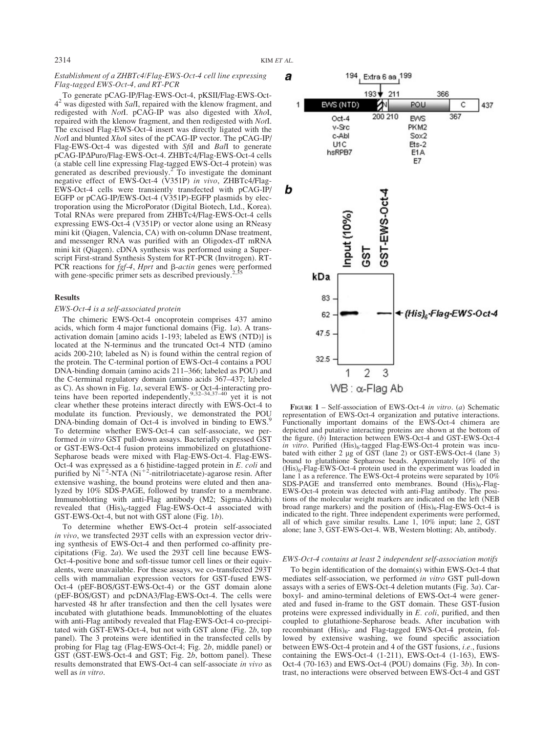*Establishment of a ZHBTc4/Flag-EWS-Oct-4 cell line expressing Flag-tagged EWS-Oct-4, and RT-PCR*

To generate pCAG-IP/Flag-EWS-Oct-4, pKSII/Flag-EWS-Oct-4[2] was digested with *Sal*I, repaired with the klenow fragment, and redigested with *Not*I. pCAG-IP was also digested with *Xho*I, repaired with the klenow fragment, and then redigested with *Not*I. The excised Flag-EWS-Oct-4 insert was directly ligated with the *Not*I and blunted *Xho*I sites of the pCAG-IP vector. The pCAG-IP/Flag-EWS-Oct-4 was digested with *Sfi*I and *Bal*I to generate pCAG-IPΔPuro/Flag-EWS-Oct-4. ZHBTc4/Flag-EWS-Oct-4 cells (a stable cell line expressing Flag-tagged EWS-Oct-4 protein) was generated as described previously.[2] To investigate the dominant negative effect of EWS-Oct-4 (V351P) *in vivo*, ZHBTc4/Flag-EWS-Oct-4 cells were transiently transfected with pCAG-IP/EGFP or pCAG-IP/EWS-Oct-4 (V351P)-EGFP plasmids by electroporation using the MicroPorator (Digital Biotech, Ltd., Korea). Total RNAs were prepared from ZHBTc4/Flag-EWS-Oct-4 cells expressing EWS-Oct-4 (V351P) or vector alone using an RNeasy mini kit (Qiagen, Valencia, CA) with on-column DNase treatment, and messenger RNA was purified with an Oligodex-dT mRNA mini kit (Qiagen). cDNA synthesis was performed using a Superscript First-strand Synthesis System for RT-PCR (Invitrogen). RT-PCR reactions for *fgf-4*, *Hprt* and β-*actin* genes were performed with gene-specific primer sets as described previously.[2,35]

## Results

*EWS-Oct-4 is a self-associated protein*

The chimeric EWS-Oct-4 oncoprotein comprises 437 amino acids, which form 4 major functional domains (Fig. 1*a*). A transactivation domain [amino acids 1-193; labeled as EWS (NTD)] is located at the N-terminus and the truncated Oct-4 NTD (amino acids 200-210; labeled as N) is found within the central region of the protein. The C-terminal portion of EWS-Oct-4 contains a POU DNA-binding domain (amino acids 211–366; labeled as POU) and the C-terminal regulatory domain (amino acids 367–437; labeled as C). As shown in Fig. 1*a*, several EWS- or Oct-4-interacting proteins have been reported independently,[9,32–34,37–40] yet it is not clear whether these proteins interact directly with EWS-Oct-4 to modulate its function. Previously, we demonstrated the POU DNA-binding domain of Oct-4 is involved in binding to EWS.[9] To determine whether EWS-Oct-4 can self-associate, we performed *in vitro* GST pull-down assays. Bacterially expressed GST or GST-EWS-Oct-4 fusion proteins immobilized on glutathione-Sepharose beads were mixed with Flag-EWS-Oct-4. Flag-EWS-Oct-4 was expressed as a 6 histidine-tagged protein in *E. coli* and purified by $Ni^{+2}$-NTA ($Ni^{+2}$-nitrilotriacetate)-agarose resin. After extensive washing, the bound proteins were eluted and then analyzed by 10% SDS-PAGE, followed by transfer to a membrane. Immunoblotting with anti-Flag antibody (M2; Sigma-Aldrich) revealed that $(His)_6$-tagged Flag-EWS-Oct-4 associated with GST-EWS-Oct-4, but not with GST alone (Fig. 1*b*).

To determine whether EWS-Oct-4 protein self-associated *in vivo*, we transfected 293T cells with an expression vector driving synthesis of EWS-Oct-4 and then performed co-affinity precipitations (Fig. 2*a*). We used the 293T cell line because EWS-Oct-4-positive bone and soft-tissue tumor cell lines or their equivalents, were unavailable. For these assays, we co-transfected 293T cells with mammalian expression vectors for GST-fused EWS-Oct-4 (pEF-BOS/GST-EWS-Oct-4) or the GST domain alone (pEF-BOS/GST) and pcDNA3/Flag-EWS-Oct-4. The cells were harvested 48 hr after transfection and then the cell lysates were incubated with glutathione beads. Immunoblotting of the eluates with anti-Flag antibody revealed that Flag-EWS-Oct-4 co-precipitated with GST-EWS-Oct-4, but not with GST alone (Fig. 2*b*, top panel). The 3 proteins were identified in the transfected cells by probing for Flag tag (Flag-EWS-Oct-4; Fig. 2*b*, middle panel) or GST (GST-EWS-Oct-4 and GST; Fig. 2*b*, bottom panel). These results demonstrated that EWS-Oct-4 can self-associate *in vivo* as well as *in vitro*.

**Figure 1** – Self-association of EWS-Oct-4 *in vitro*. (*a*) Schematic representation of EWS-Oct-4 organization and putative interactions. Functionally important domains of the EWS-Oct-4 chimera are depicted and putative interacting proteins are shown at the bottom of the figure. (*b*) Interaction between EWS-Oct-4 and GST-EWS-Oct-4 *in vitro*. Purified $(His)_6$-tagged Flag-EWS-Oct-4 protein was incubated with either 2 μg of GST (lane 2) or GST-EWS-Oct-4 (lane 3) bound to glutathione Sepharose beads. Approximately 10% of the $(His)_6$-Flag-EWS-Oct-4 protein used in the experiment was loaded in lane 1 as a reference. The EWS-Oct-4 proteins were separated by 10% SDS-PAGE and transferred onto membranes. Bound $(His)_6$-Flag-EWS-Oct-4 protein was detected with anti-Flag antibody. The positions of the molecular weight markers are indicated on the left (NEB broad range markers) and the position of $(His)_6$-Flag-EWS-Oct-4 is indicated to the right. Three independent experiments were performed, all of which gave similar results. Lane 1, 10% input; lane 2, GST alone; lane 3, GST-EWS-Oct-4. WB, Western blotting; Ab, antibody.

*EWS-Oct-4 contains at least 2 independent self-association motifs*

To begin identification of the domain(s) within EWS-Oct-4 that mediates self-association, we performed *in vitro* GST pull-down assays with a series of EWS-Oct-4 deletion mutants (Fig. 3*a*). Carboxyl- and amino-terminal deletions of EWS-Oct-4 were generated and fused in-frame to the GST domain. These GST-fusion proteins were expressed individually in *E. coli*, purified, and then coupled to glutathione-Sepharose beads. After incubation with recombinant $(His)_6$- and Flag-tagged EWS-Oct-4 protein, followed by extensive washing, we found specific association between EWS-Oct-4 protein and 4 of the GST fusions, *i.e.*, fusions containing the EWS-Oct-4 (1-211), EWS-Oct-4 (1-163), EWS-Oct-4 (70-163) and EWS-Oct-4 (POU) domains (Fig. 3*b*). In contrast, no interactions were observed between EWS-Oct-4 and GST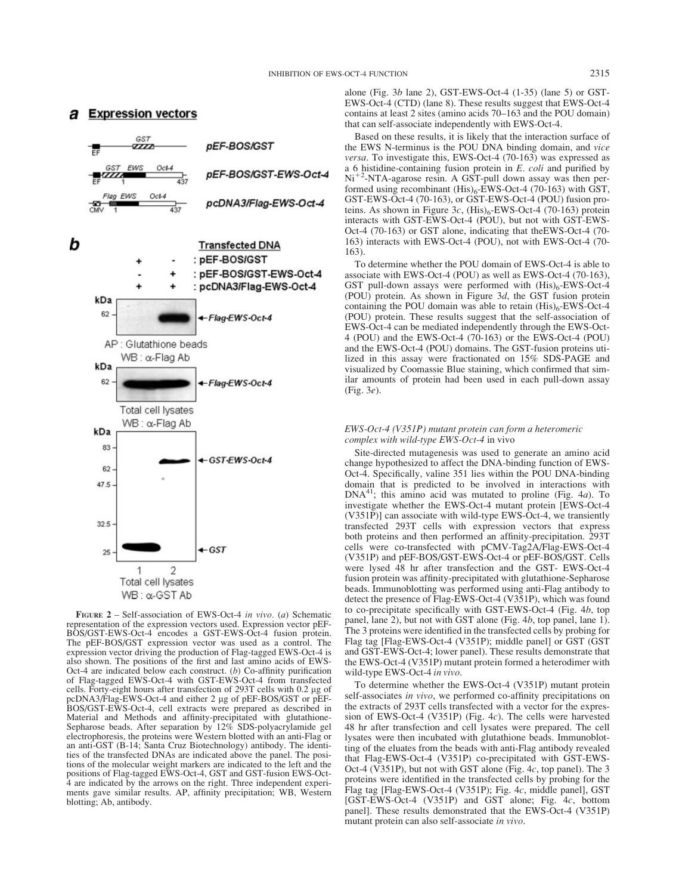**a** **Expression vectors**

pEF-BOS/GST

pEF-BOS/GST-EWS-Oct-4

pcDNA3/Flag-EWS-Oct-4

**b** **Transfected DNA**

| + | - | : pEF-BOS/GST |
|---|---|---|
| - | + | : pEF-BOS/GST-EWS-Oct-4 |
| + | + | : pcDNA3/Flag-EWS-Oct-4 |

AP : Glutathione beads
WB : α-Flag Ab

Total cell lysates
WB : α-Flag Ab

Total cell lysates
WB : α-GST Ab

**FIGURE 2** – Self-association of EWS-Oct-4 *in vivo*. (*a*) Schematic representation of the expression vectors used. Expression vector pEF-BOS/GST-EWS-Oct-4 encodes a GST-EWS-Oct-4 fusion protein. The pEF-BOS/GST expression vector was used as a control. The expression vector driving the production of Flag-tagged EWS-Oct-4 is also shown. The positions of the first and last amino acids of EWS-Oct-4 are indicated below each construct. (*b*) Co-affinity purification of Flag-tagged EWS-Oct-4 with GST-EWS-Oct-4 from transfected cells. Forty-eight hours after transfection of 293T cells with 0.2 μg of pcDNA3/Flag-EWS-Oct-4 and either 2 μg of pEF-BOS/GST or pEF-BOS/GST-EWS-Oct-4, cell extracts were prepared as described in Material and Methods and affinity-precipitated with glutathione-Sepharose beads. After separation by 12% SDS-polyacrylamide gel electrophoresis, the proteins were Western blotted with an anti-Flag or an anti-GST (B-14; Santa Cruz Biotechnology) antibody. The identities of the transfected DNAs are indicated above the panel. The positions of the molecular weight markers are indicated to the left and the positions of Flag-tagged EWS-Oct-4, GST and GST-fusion EWS-Oct-4 are indicated by the arrows on the right. Three independent experiments gave similar results. AP, affinity precipitation; WB, Western blotting; Ab, antibody.

alone (Fig. 3*b* lane 2), GST-EWS-Oct-4 (1-35) (lane 5) or GST-EWS-Oct-4 (CTD) (lane 8). These results suggest that EWS-Oct-4 contains at least 2 sites (amino acids 70–163 and the POU domain) that can self-associate independently with EWS-Oct-4.

Based on these results, it is likely that the interaction surface of the EWS N-terminus is the POU DNA binding domain, and *vice versa*. To investigate this, EWS-Oct-4 (70-163) was expressed as a 6 histidine-containing fusion protein in *E. coli* and purified by $Ni^{+2}$-NTA-agarose resin. A GST-pull down assay was then performed using recombinant $(His)_6$-EWS-Oct-4 (70-163) with GST, GST-EWS-Oct-4 (70-163), or GST-EWS-Oct-4 (POU) fusion proteins. As shown in Figure 3*c*, $(His)_6$-EWS-Oct-4 (70-163) protein interacts with GST-EWS-Oct-4 (POU), but not with GST-EWS-Oct-4 (70-163) or GST alone, indicating that theEWS-Oct-4 (70-163) interacts with EWS-Oct-4 (POU), not with EWS-Oct-4 (70-163).

To determine whether the POU domain of EWS-Oct-4 is able to associate with EWS-Oct-4 (POU) as well as EWS-Oct-4 (70-163), GST pull-down assays were performed with $(His)_6$-EWS-Oct-4 (POU) protein. As shown in Figure 3*d*, the GST fusion protein containing the POU domain was able to retain $(His)_6$-EWS-Oct-4 (POU) protein. These results suggest that the self-association of EWS-Oct-4 can be mediated independently through the EWS-Oct-4 (POU) and the EWS-Oct-4 (70-163) or the EWS-Oct-4 (POU) and the EWS-Oct-4 (POU) domains. The GST-fusion proteins utilized in this assay were fractionated on 15% SDS-PAGE and visualized by Coomassie Blue staining, which confirmed that similar amounts of protein had been used in each pull-down assay (Fig. 3*e*).

### *EWS-Oct-4 (V351P) mutant protein can form a heteromeric complex with wild-type EWS-Oct-4* in vivo

Site-directed mutagenesis was used to generate an amino acid change hypothesized to affect the DNA-binding function of EWS-Oct-4. Specifically, valine 351 lies within the POU DNA-binding domain that is predicted to be involved in interactions with DNA[41]; this amino acid was mutated to proline (Fig. 4*a*). To investigate whether the EWS-Oct-4 mutant protein [EWS-Oct-4 (V351P)] can associate with wild-type EWS-Oct-4, we transiently transfected 293T cells with expression vectors that express both proteins and then performed an affinity-precipitation. 293T cells were co-transfected with pCMV-Tag2A/Flag-EWS-Oct-4 (V351P) and pEF-BOS/GST-EWS-Oct-4 or pEF-BOS/GST. Cells were lysed 48 hr after transfection and the GST- EWS-Oct-4 fusion protein was affinity-precipitated with glutathione-Sepharose beads. Immunoblotting was performed using anti-Flag antibody to detect the presence of Flag-EWS-Oct-4 (V351P), which was found to co-precipitate specifically with GST-EWS-Oct-4 (Fig. 4*b*, top panel, lane 2), but not with GST alone (Fig. 4*b*, top panel, lane 1). The 3 proteins were identified in the transfected cells by probing for Flag tag [Flag-EWS-Oct-4 (V351P); middle panel] or GST (GST and GST-EWS-Oct-4; lower panel). These results demonstrate that the EWS-Oct-4 (V351P) mutant protein formed a heterodimer with wild-type EWS-Oct-4 *in vivo*.

To determine whether the EWS-Oct-4 (V351P) mutant protein self-associates *in vivo*, we performed co-affinity precipitations on the extracts of 293T cells transfected with a vector for the expression of EWS-Oct-4 (V351P) (Fig. 4*c*). The cells were harvested 48 hr after transfection and cell lysates were prepared. The cell lysates were then incubated with glutathione beads. Immunoblotting of the eluates from the beads with anti-Flag antibody revealed that Flag-EWS-Oct-4 (V351P) co-precipitated with GST-EWS-Oct-4 (V351P), but not with GST alone (Fig. 4*c*, top panel). The 3 proteins were identified in the transfected cells by probing for the Flag tag [Flag-EWS-Oct-4 (V351P); Fig. 4*c*, middle panel], GST [GST-EWS-Oct-4 (V351P) and GST alone; Fig. 4*c*, bottom panel]. These results demonstrated that the EWS-Oct-4 (V351P) mutant protein can also self-associate *in vivo*.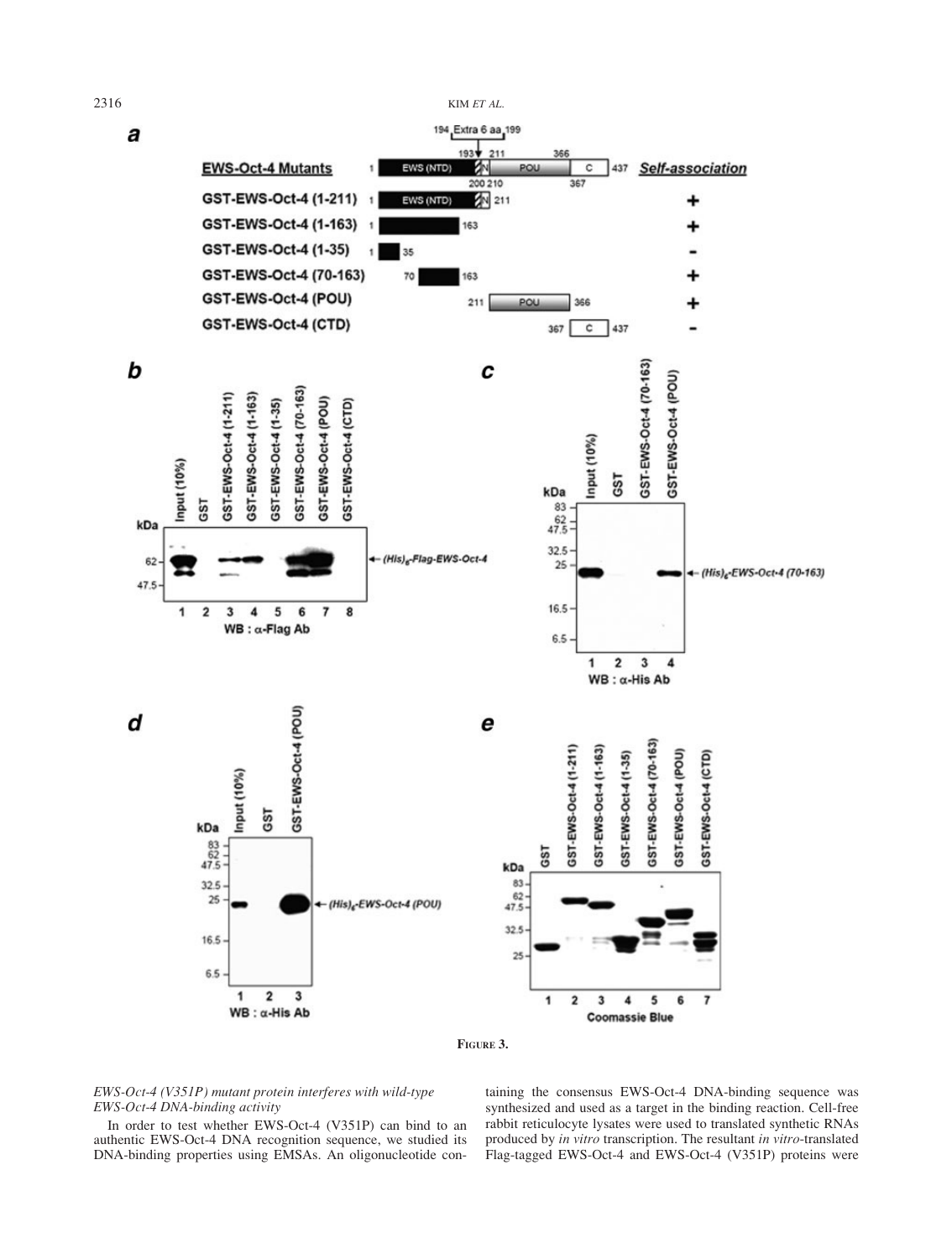FIGURE 3.

*EWS-Oct-4 (V351P) mutant protein interferes with wild-type EWS-Oct-4 DNA-binding activity*

In order to test whether EWS-Oct-4 (V351P) can bind to an authentic EWS-Oct-4 DNA recognition sequence, we studied its DNA-binding properties using EMSAs. An oligonucleotide containing the consensus EWS-Oct-4 DNA-binding sequence was synthesized and used as a target in the binding reaction. Cell-free rabbit reticulocyte lysates were used to translated synthetic RNAs produced by *in vitro* transcription. The resultant *in vitro*-translated Flag-tagged EWS-Oct-4 and EWS-Oct-4 (V351P) proteins were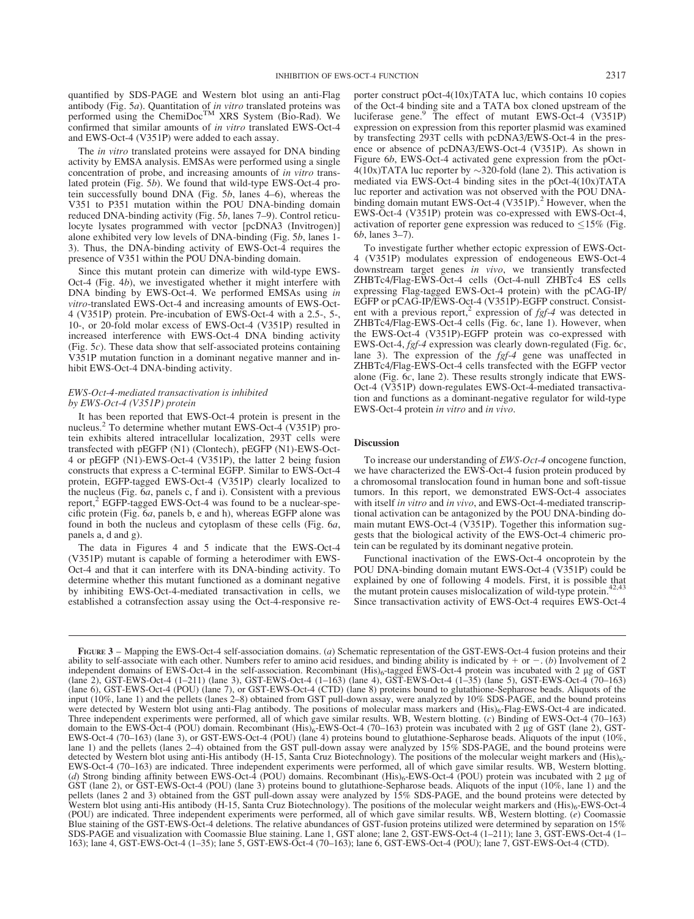quantified by SDS-PAGE and Western blot using an anti-Flag antibody (Fig. 5*a*). Quantitation of *in vitro* translated proteins was performed using the ChemiDoc™ XRS System (Bio-Rad). We confirmed that similar amounts of *in vitro* translated EWS-Oct-4 and EWS-Oct-4 (V351P) were added to each assay.

The *in vitro* translated proteins were assayed for DNA binding activity by EMSA analysis. EMSAs were performed using a single concentration of probe, and increasing amounts of *in vitro* translated protein (Fig. 5*b*). We found that wild-type EWS-Oct-4 protein successfully bound DNA (Fig. 5*b*, lanes 4–6), whereas the V351 to P351 mutation within the POU DNA-binding domain reduced DNA-binding activity (Fig. 5*b*, lanes 7–9). Control reticulocyte lysates programmed with vector [pcDNA3 (Invitrogen)] alone exhibited very low levels of DNA-binding (Fig. 5*b*, lanes 1-3). Thus, the DNA-binding activity of EWS-Oct-4 requires the presence of V351 within the POU DNA-binding domain.

Since this mutant protein can dimerize with wild-type EWS-Oct-4 (Fig. 4*b*), we investigated whether it might interfere with DNA binding by EWS-Oct-4. We performed EMSAs using *in vitro*-translated EWS-Oct-4 and increasing amounts of EWS-Oct-4 (V351P) protein. Pre-incubation of EWS-Oct-4 with a 2.5-, 5-, 10-, or 20-fold molar excess of EWS-Oct-4 (V351P) resulted in increased interference with EWS-Oct-4 DNA binding activity (Fig. 5*c*). These data show that self-associated proteins containing V351P mutation function in a dominant negative manner and inhibit EWS-Oct-4 DNA-binding activity.

### *EWS-Oct-4-mediated transactivation is inhibited by EWS-Oct-4 (V351P) protein*

It has been reported that EWS-Oct-4 protein is present in the nucleus.[2] To determine whether mutant EWS-Oct-4 (V351P) protein exhibits altered intracellular localization, 293T cells were transfected with pEGFP (N1) (Clontech), pEGFP (N1)-EWS-Oct-4 or pEGFP (N1)-EWS-Oct-4 (V351P), the latter 2 being fusion constructs that express a C-terminal EGFP. Similar to EWS-Oct-4 protein, EGFP-tagged EWS-Oct-4 (V351P) clearly localized to the nucleus (Fig. 6*a*, panels c, f and i). Consistent with a previous report,[2] EGFP-tagged EWS-Oct-4 was found to be a nuclear-specific protein (Fig. 6*a*, panels b, e and h), whereas EGFP alone was found in both the nucleus and cytoplasm of these cells (Fig. 6*a*, panels a, d and g).

The data in Figures 4 and 5 indicate that the EWS-Oct-4 (V351P) mutant is capable of forming a heterodimer with EWS-Oct-4 and that it can interfere with its DNA-binding activity. To determine whether this mutant functioned as a dominant negative by inhibiting EWS-Oct-4-mediated transactivation in cells, we established a cotransfection assay using the Oct-4-responsive reporter construct pOct-4(10x)TATA luc, which contains 10 copies of the Oct-4 binding site and a TATA box cloned upstream of the luciferase gene.[9] The effect of mutant EWS-Oct-4 (V351P) expression on expression from this reporter plasmid was examined by transfecting 293T cells with pcDNA3/EWS-Oct-4 in the presence or absence of pcDNA3/EWS-Oct-4 (V351P). As shown in Figure 6*b*, EWS-Oct-4 activated gene expression from the pOct-4(10x)TATA luc reporter by ~320-fold (lane 2). This activation is mediated via EWS-Oct-4 binding sites in the pOct-4(10x)TATA luc reporter and activation was not observed with the POU DNA-binding domain mutant EWS-Oct-4 (V351P).[2] However, when the EWS-Oct-4 (V351P) protein was co-expressed with EWS-Oct-4, activation of reporter gene expression was reduced to ≤15% (Fig. 6*b*, lanes 3–7).

To investigate further whether ectopic expression of EWS-Oct-4 (V351P) modulates expression of endogeneous EWS-Oct-4 downstream target genes *in vivo*, we transiently transfected ZHBTc4/Flag-EWS-Oct-4 cells (Oct-4-null ZHBTc4 ES cells expressing Flag-tagged EWS-Oct-4 protein) with the pCAG-IP/EGFP or pCAG-IP/EWS-Oct-4 (V351P)-EGFP construct. Consistent with a previous report,[2] expression of *fgf-4* was detected in ZHBTc4/Flag-EWS-Oct-4 cells (Fig. 6*c*, lane 1). However, when the EWS-Oct-4 (V351P)-EGFP protein was co-expressed with EWS-Oct-4, *fgf-4* expression was clearly down-regulated (Fig. 6*c*, lane 3). The expression of the *fgf-4* gene was unaffected in ZHBTc4/Flag-EWS-Oct-4 cells transfected with the EGFP vector alone (Fig. 6*c*, lane 2). These results strongly indicate that EWS-Oct-4 (V351P) down-regulates EWS-Oct-4-mediated transactivation and functions as a dominant-negative regulator for wild-type EWS-Oct-4 protein *in vitro* and *in vivo*.

## Discussion

To increase our understanding of *EWS-Oct-4* oncogene function, we have characterized the EWS-Oct-4 fusion protein produced by a chromosomal translocation found in human bone and soft-tissue tumors. In this report, we demonstrated EWS-Oct-4 associates with itself *in vitro* and *in vivo*, and EWS-Oct-4-mediated transcriptional activation can be antagonized by the POU DNA-binding domain mutant EWS-Oct-4 (V351P). Together this information suggests that the biological activity of the EWS-Oct-4 chimeric protein can be regulated by its dominant negative protein.

Functional inactivation of the EWS-Oct-4 oncoprotein by the POU DNA-binding domain mutant EWS-Oct-4 (V351P) could be explained by one of following 4 models. First, it is possible that the mutant protein causes mislocalization of wild-type protein.[42,43] Since transactivation activity of EWS-Oct-4 requires EWS-Oct-4

**Figure 3** – Mapping the EWS-Oct-4 self-association domains. (*a*) Schematic representation of the GST-EWS-Oct-4 fusion proteins and their ability to self-associate with each other. Numbers refer to amino acid residues, and binding ability is indicated by + or −. (*b*) Involvement of 2 independent domains of EWS-Oct-4 in the self-association. Recombinant $(His)_6$-tagged EWS-Oct-4 protein was incubated with 2 μg of GST (lane 2), GST-EWS-Oct-4 (1–211) (lane 3), GST-EWS-Oct-4 (1–163) (lane 4), GST-EWS-Oct-4 (1–35) (lane 5), GST-EWS-Oct-4 (70–163) (lane 6), GST-EWS-Oct-4 (POU) (lane 7), or GST-EWS-Oct-4 (CTD) (lane 8) proteins bound to glutathione-Sepharose beads. Aliquots of the input (10%, lane 1) and the pellets (lanes 2–8) obtained from GST pull-down assay, were analyzed by 10% SDS-PAGE, and the bound proteins were detected by Western blot using anti-Flag antibody. The positions of molecular mass markers and $(His)_6$-Flag-EWS-Oct-4 are indicated. Three independent experiments were performed, all of which gave similar results. WB, Western blotting. (*c*) Binding of EWS-Oct-4 (70–163) domain to the EWS-Oct-4 (POU) domain. Recombinant $(His)_6$-EWS-Oct-4 (70–163) protein was incubated with 2 μg of GST (lane 2), GST-EWS-Oct-4 (70–163) (lane 3), or GST-EWS-Oct-4 (POU) (lane 4) proteins bound to glutathione-Sepharose beads. Aliquots of the input (10%, lane 1) and the pellets (lanes 2–4) obtained from the GST pull-down assay were analyzed by 15% SDS-PAGE, and the bound proteins were detected by Western blot using anti-His antibody (H-15, Santa Cruz Biotechnology). The positions of the molecular weight markers and $(His)_6$-EWS-Oct-4 (70–163) are indicated. Three independent experiments were performed, all of which gave similar results. WB, Western blotting. (*d*) Strong binding affinity between EWS-Oct-4 (POU) domains. Recombinant $(His)_6$-EWS-Oct-4 (POU) protein was incubated with 2 μg of GST (lane 2), or GST-EWS-Oct-4 (POU) (lane 3) proteins bound to glutathione-Sepharose beads. Aliquots of the input (10%, lane 1) and the pellets (lanes 2 and 3) obtained from the GST pull-down assay were analyzed by 15% SDS-PAGE, and the bound proteins were detected by Western blot using anti-His antibody (H-15, Santa Cruz Biotechnology). The positions of the molecular weight markers and $(His)_6$-EWS-Oct-4 (POU) are indicated. Three independent experiments were performed, all of which gave similar results. WB, Western blotting. (*e*) Coomassie Blue staining of the GST-EWS-Oct-4 deletions. The relative abundances of GST-fusion proteins utilized were determined by separation on 15% SDS-PAGE and visualization with Coomassie Blue staining. Lane 1, GST alone; lane 2, GST-EWS-Oct-4 (1–211); lane 3, GST-EWS-Oct-4 (1–163); lane 4, GST-EWS-Oct-4 (1–35); lane 5, GST-EWS-Oct-4 (70–163); lane 6, GST-EWS-Oct-4 (POU); lane 7, GST-EWS-Oct-4 (CTD).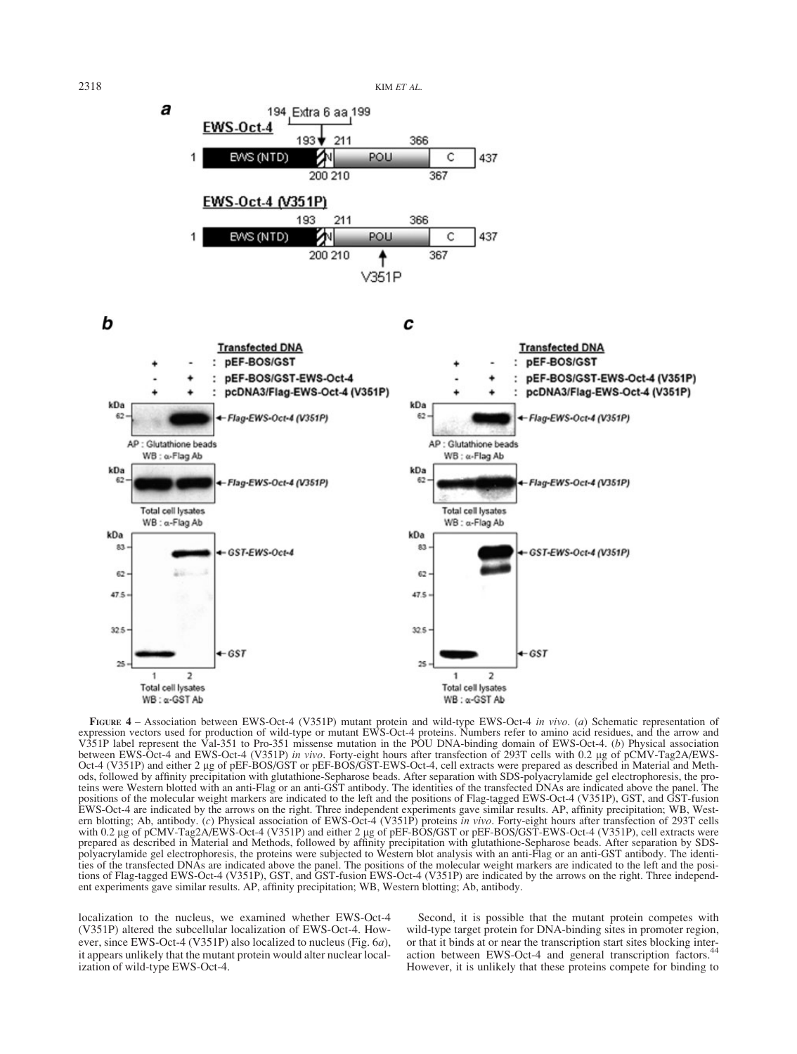**Figure 4** – Association between EWS-Oct-4 (V351P) mutant protein and wild-type EWS-Oct-4 *in vivo*. (*a*) Schematic representation of expression vectors used for production of wild-type or mutant EWS-Oct-4 proteins. Numbers refer to amino acid residues, and the arrow and V351P label represent the Val-351 to Pro-351 missense mutation in the POU DNA-binding domain of EWS-Oct-4. (*b*) Physical association between EWS-Oct-4 and EWS-Oct-4 (V351P) *in vivo*. Forty-eight hours after transfection of 293T cells with 0.2 μg of pCMV-Tag2A/EWS-Oct-4 (V351P) and either 2 μg of pEF-BOS/GST or pEF-BOS/GST-EWS-Oct-4, cell extracts were prepared as described in Material and Methods, followed by affinity precipitation with glutathione-Sepharose beads. After separation with SDS-polyacrylamide gel electrophoresis, the proteins were Western blotted with an anti-Flag or an anti-GST antibody. The identities of the transfected DNAs are indicated above the panel. The positions of the molecular weight markers are indicated to the left and the positions of Flag-tagged EWS-Oct-4 (V351P), GST, and GST-fusion EWS-Oct-4 are indicated by the arrows on the right. Three independent experiments gave similar results. AP, affinity precipitation; WB, Western blotting; Ab, antibody. (*c*) Physical association of EWS-Oct-4 (V351P) proteins *in vivo*. Forty-eight hours after transfection of 293T cells with 0.2 μg of pCMV-Tag2A/EWS-Oct-4 (V351P) and either 2 μg of pEF-BOS/GST or pEF-BOS/GST-EWS-Oct-4 (V351P), cell extracts were prepared as described in Material and Methods, followed by affinity precipitation with glutathione-Sepharose beads. After separation by SDS-polyacrylamide gel electrophoresis, the proteins were subjected to Western blot analysis with an anti-Flag or an anti-GST antibody. The identities of the transfected DNAs are indicated above the panel. The positions of the molecular weight markers are indicated to the left and the positions of Flag-tagged EWS-Oct-4 (V351P), GST, and GST-fusion EWS-Oct-4 (V351P) are indicated by the arrows on the right. Three independent experiments gave similar results. AP, affinity precipitation; WB, Western blotting; Ab, antibody.

localization to the nucleus, we examined whether EWS-Oct-4 (V351P) altered the subcellular localization of EWS-Oct-4. However, since EWS-Oct-4 (V351P) also localized to nucleus (Fig. 6*a*), it appears unlikely that the mutant protein would alter nuclear localization of wild-type EWS-Oct-4.

Second, it is possible that the mutant protein competes with wild-type target protein for DNA-binding sites in promoter region, or that it binds at or near the transcription start sites blocking interaction between EWS-Oct-4 and general transcription factors.[44] However, it is unlikely that these proteins compete for binding to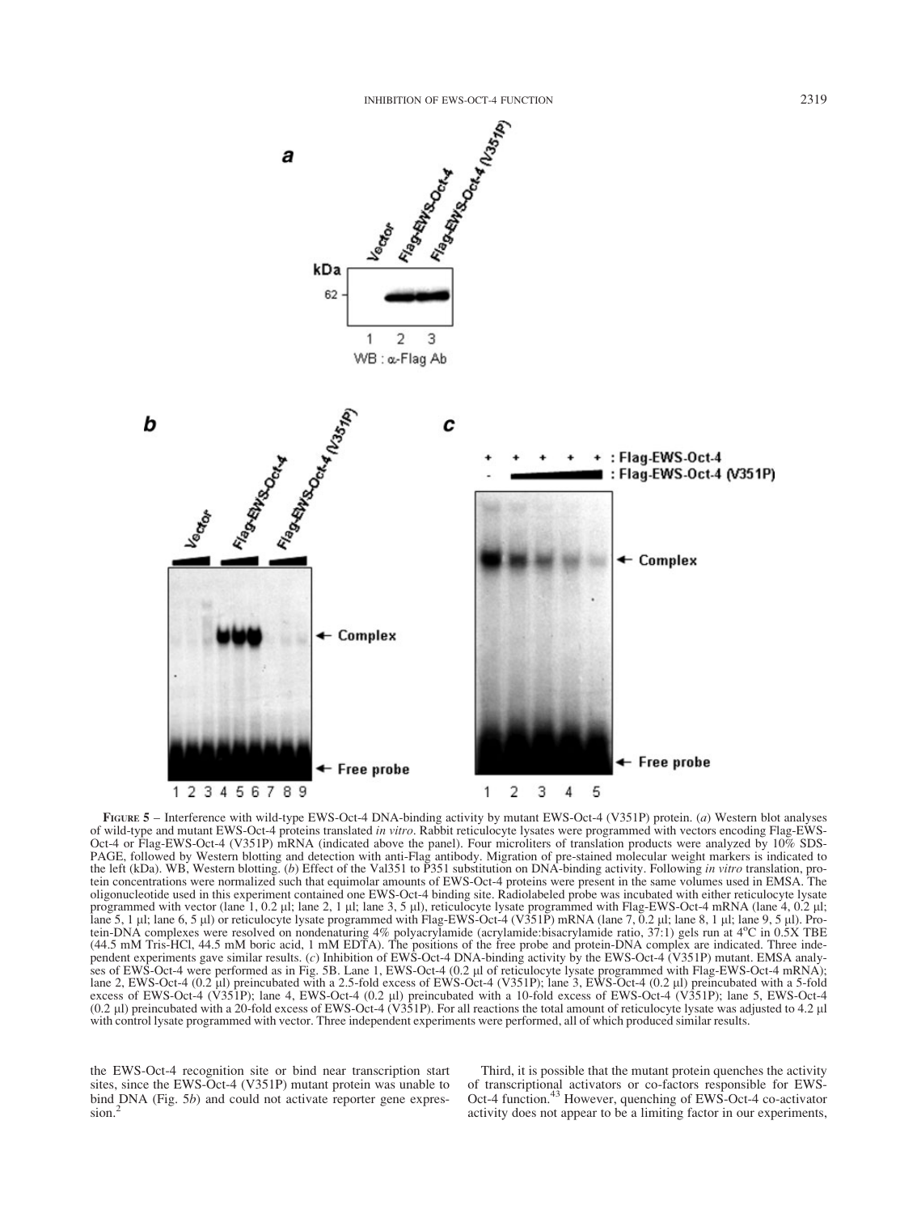**Figure 5** – Interference with wild-type EWS-Oct-4 DNA-binding activity by mutant EWS-Oct-4 (V351P) protein. (*a*) Western blot analyses of wild-type and mutant EWS-Oct-4 proteins translated *in vitro*. Rabbit reticulocyte lysates were programmed with vectors encoding Flag-EWS-Oct-4 or Flag-EWS-Oct-4 (V351P) mRNA (indicated above the panel). Four microliters of translation products were analyzed by 10% SDS-PAGE, followed by Western blotting and detection with anti-Flag antibody. Migration of pre-stained molecular weight markers is indicated to the left (kDa). WB, Western blotting. (*b*) Effect of the Val351 to P351 substitution on DNA-binding activity. Following *in vitro* translation, protein concentrations were normalized such that equimolar amounts of EWS-Oct-4 proteins were present in the same volumes used in EMSA. The oligonucleotide used in this experiment contained one EWS-Oct-4 binding site. Radiolabeled probe was incubated with either reticulocyte lysate programmed with vector (lane 1, 0.2 μl; lane 2, 1 μl; lane 3, 5 μl), reticulocyte lysate programmed with Flag-EWS-Oct-4 mRNA (lane 4, 0.2 μl; lane 5, 1 μl; lane 6, 5 μl) or reticulocyte lysate programmed with Flag-EWS-Oct-4 (V351P) mRNA (lane 7, 0.2 μl; lane 8, 1 μl; lane 9, 5 μl). Protein-DNA complexes were resolved on nondenaturing 4% polyacrylamide (acrylamide:bisacrylamide ratio, 37:1) gels run at 4°C in 0.5X TBE (44.5 mM Tris-HCl, 44.5 mM boric acid, 1 mM EDTA). The positions of the free probe and protein-DNA complex are indicated. Three independent experiments gave similar results. (*c*) Inhibition of EWS-Oct-4 DNA-binding activity by the EWS-Oct-4 (V351P) mutant. EMSA analyses of EWS-Oct-4 were performed as in Fig. 5B. Lane 1, EWS-Oct-4 (0.2 μl of reticulocyte lysate programmed with Flag-EWS-Oct-4 mRNA); lane 2, EWS-Oct-4 (0.2 μl) preincubated with a 2.5-fold excess of EWS-Oct-4 (V351P); lane 3, EWS-Oct-4 (0.2 μl) preincubated with a 5-fold excess of EWS-Oct-4 (V351P); lane 4, EWS-Oct-4 (0.2 μl) preincubated with a 10-fold excess of EWS-Oct-4 (V351P); lane 5, EWS-Oct-4 (0.2 μl) preincubated with a 20-fold excess of EWS-Oct-4 (V351P). For all reactions the total amount of reticulocyte lysate was adjusted to 4.2 μl with control lysate programmed with vector. Three independent experiments were performed, all of which produced similar results.

the EWS-Oct-4 recognition site or bind near transcription start sites, since the EWS-Oct-4 (V351P) mutant protein was unable to bind DNA (Fig. 5*b*) and could not activate reporter gene expression.[2]

Third, it is possible that the mutant protein quenches the activity of transcriptional activators or co-factors responsible for EWS-Oct-4 function.[43] However, quenching of EWS-Oct-4 co-activator activity does not appear to be a limiting factor in our experiments,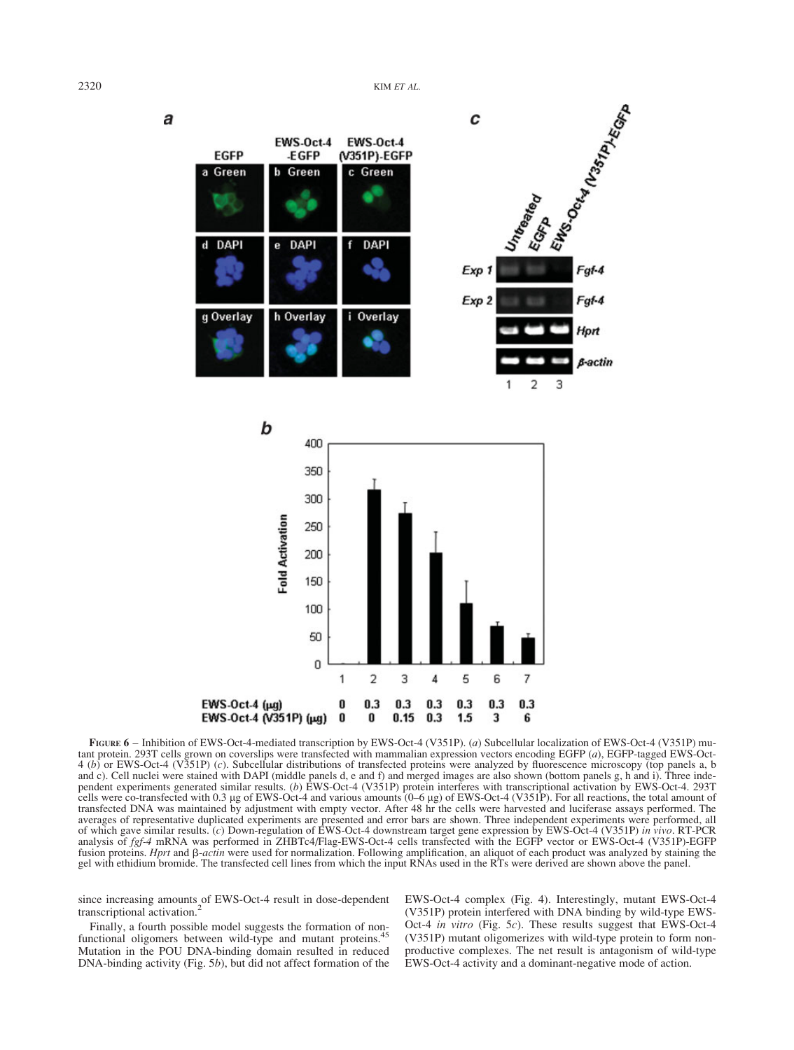**Figure 6** – Inhibition of EWS-Oct-4-mediated transcription by EWS-Oct-4 (V351P). (*a*) Subcellular localization of EWS-Oct-4 (V351P) mutant protein. 293T cells grown on coverslips were transfected with mammalian expression vectors encoding EGFP (*a*), EGFP-tagged EWS-Oct-4 (*b*) or EWS-Oct-4 (V351P) (*c*). Subcellular distributions of transfected proteins were analyzed by fluorescence microscopy (top panels a, b and c). Cell nuclei were stained with DAPI (middle panels d, e and f) and merged images are also shown (bottom panels g, h and i). Three independent experiments generated similar results. (*b*) EWS-Oct-4 (V351P) protein interferes with transcriptional activation by EWS-Oct-4. 293T cells were co-transfected with 0.3 μg of EWS-Oct-4 and various amounts (0–6 μg) of EWS-Oct-4 (V351P). For all reactions, the total amount of transfected DNA was maintained by adjustment with empty vector. After 48 hr the cells were harvested and luciferase assays performed. The averages of representative duplicated experiments are presented and error bars are shown. Three independent experiments were performed, all of which gave similar results. (*c*) Down-regulation of EWS-Oct-4 downstream target gene expression by EWS-Oct-4 (V351P) *in vivo*. RT-PCR analysis of *fgf-4* mRNA was performed in ZHBTc4/Flag-EWS-Oct-4 cells transfected with the EGFP vector or EWS-Oct-4 (V351P)-EGFP fusion proteins. *Hprt* and β-*actin* were used for normalization. Following amplification, an aliquot of each product was analyzed by staining the gel with ethidium bromide. The transfected cell lines from which the input RNAs used in the RTs were derived are shown above the panel.

since increasing amounts of EWS-Oct-4 result in dose-dependent transcriptional activation.[2]

Finally, a fourth possible model suggests the formation of nonfunctional oligomers between wild-type and mutant proteins.[45] Mutation in the POU DNA-binding domain resulted in reduced DNA-binding activity (Fig. 5*b*), but did not affect formation of the EWS-Oct-4 complex (Fig. 4). Interestingly, mutant EWS-Oct-4 (V351P) protein interfered with DNA binding by wild-type EWS-Oct-4 *in vitro* (Fig. 5*c*). These results suggest that EWS-Oct-4 (V351P) mutant oligomerizes with wild-type protein to form nonproductive complexes. The net result is antagonism of wild-type EWS-Oct-4 activity and a dominant-negative mode of action.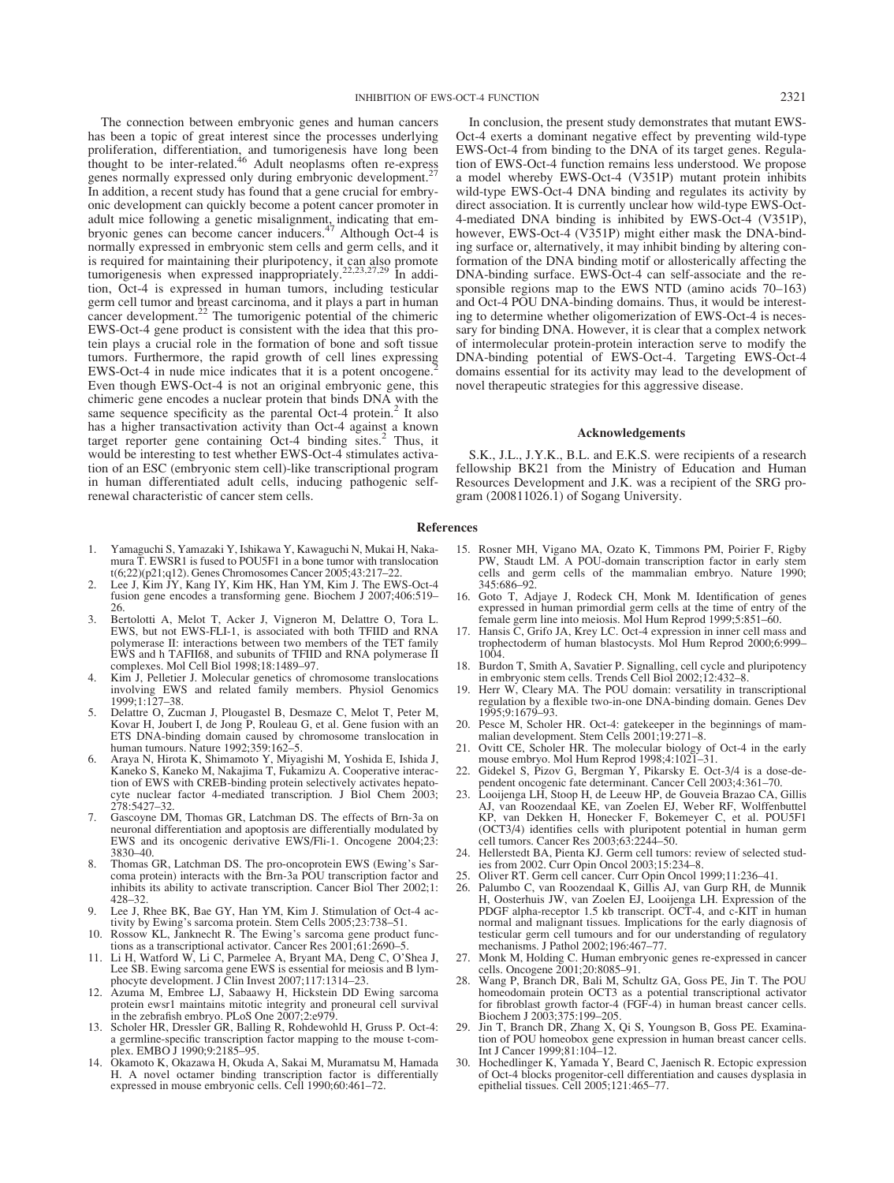The connection between embryonic genes and human cancers has been a topic of great interest since the processes underlying proliferation, differentiation, and tumorigenesis have long been thought to be inter-related.[46] Adult neoplasms often re-express genes normally expressed only during embryonic development.[27] In addition, a recent study has found that a gene crucial for embryonic development can quickly become a potent cancer promoter in adult mice following a genetic misalignment, indicating that embryonic genes can become cancer inducers.[47] Although Oct-4 is normally expressed in embryonic stem cells and germ cells, and it is required for maintaining their pluripotency, it can also promote tumorigenesis when expressed inappropriately.[22,23,27,29] In addition, Oct-4 is expressed in human tumors, including testicular germ cell tumor and breast carcinoma, and it plays a part in human cancer development.[22] The tumorigenic potential of the chimeric EWS-Oct-4 gene product is consistent with the idea that this protein plays a crucial role in the formation of bone and soft tissue tumors. Furthermore, the rapid growth of cell lines expressing EWS-Oct-4 in nude mice indicates that it is a potent oncogene.[2] Even though EWS-Oct-4 is not an original embryonic gene, this chimeric gene encodes a nuclear protein that binds DNA with the same sequence specificity as the parental Oct-4 protein.[2] It also has a higher transactivation activity than Oct-4 against a known target reporter gene containing Oct-4 binding sites.[2] Thus, it would be interesting to test whether EWS-Oct-4 stimulates activation of an ESC (embryonic stem cell)-like transcriptional program in human differentiated adult cells, inducing pathogenic self-renewal characteristic of cancer stem cells.

In conclusion, the present study demonstrates that mutant EWS-Oct-4 exerts a dominant negative effect by preventing wild-type EWS-Oct-4 from binding to the DNA of its target genes. Regulation of EWS-Oct-4 function remains less understood. We propose a model whereby EWS-Oct-4 (V351P) mutant protein inhibits wild-type EWS-Oct-4 DNA binding and regulates its activity by direct association. It is currently unclear how wild-type EWS-Oct-4-mediated DNA binding is inhibited by EWS-Oct-4 (V351P), however, EWS-Oct-4 (V351P) might either mask the DNA-binding surface or, alternatively, it may inhibit binding by altering conformation of the DNA binding motif or allosterically affecting the DNA-binding surface. EWS-Oct-4 can self-associate and the responsible regions map to the EWS NTD (amino acids 70–163) and Oct-4 POU DNA-binding domains. Thus, it would be interesting to determine whether oligomerization of EWS-Oct-4 is necessary for binding DNA. However, it is clear that a complex network of intermolecular protein-protein interaction serve to modify the DNA-binding potential of EWS-Oct-4. Targeting EWS-Oct-4 domains essential for its activity may lead to the development of novel therapeutic strategies for this aggressive disease.

## Acknowledgements

S.K., J.L., J.Y.K., B.L. and E.K.S. were recipients of a research fellowship BK21 from the Ministry of Education and Human Resources Development and J.K. was a recipient of the SRG program (200811026.1) of Sogang University.

## References

1. Yamaguchi S, Yamazaki Y, Ishikawa Y, Kawaguchi N, Mukai H, Nakamura T. EWSR1 is fused to POU5F1 in a bone tumor with translocation t(6;22)(p21;q12). Genes Chromosomes Cancer 2005;43:217–22.
2. Lee J, Kim JY, Kang IY, Kim HK, Han YM, Kim J. The EWS-Oct-4 fusion gene encodes a transforming gene. Biochem J 2007;406:519–26.
3. Bertolotti A, Melot T, Acker J, Vigneron M, Delattre O, Tora L. EWS, but not EWS-FLI-1, is associated with both TFIID and RNA polymerase II: interactions between two members of the TET family EWS and h TAFII68, and subunits of TFIID and RNA polymerase II complexes. Mol Cell Biol 1998;18:1489–97.
4. Kim J, Pelletier J. Molecular genetics of chromosome translocations involving EWS and related family members. Physiol Genomics 1999;1:127–38.
5. Delattre O, Zucman J, Plougastel B, Desmaze C, Melot T, Peter M, Kovar H, Joubert I, de Jong P, Rouleau G, et al. Gene fusion with an ETS DNA-binding domain caused by chromosome translocation in human tumours. Nature 1992;359:162–5.
6. Araya N, Hirota K, Shimamoto Y, Miyagishi M, Yoshida E, Ishida J, Kaneko S, Kaneko M, Nakajima T, Fukamizu A. Cooperative interaction of EWS with CREB-binding protein selectively activates hepatocyte nuclear factor 4-mediated transcription. J Biol Chem 2003; 278:5427–32.
7. Gascoyne DM, Thomas GR, Latchman DS. The effects of Brn-3a on neuronal differentiation and apoptosis are differentially modulated by EWS and its oncogenic derivative EWS/Fli-1. Oncogene 2004;23: 3830–40.
8. Thomas GR, Latchman DS. The pro-oncoprotein EWS (Ewing's Sarcoma protein) interacts with the Brn-3a POU transcription factor and inhibits its ability to activate transcription. Cancer Biol Ther 2002;1: 428–32.
9. Lee J, Rhee BK, Bae GY, Han YM, Kim J. Stimulation of Oct-4 activity by Ewing's sarcoma protein. Stem Cells 2005;23:738–51.
10. Rossow KL, Janknecht R. The Ewing's sarcoma gene product functions as a transcriptional activator. Cancer Res 2001;61:2690–5.
11. Li H, Watford W, Li C, Parmelee A, Bryant MA, Deng C, O'Shea J, Lee SB. Ewing sarcoma gene EWS is essential for meiosis and B lymphocyte development. J Clin Invest 2007;117:1314–23.
12. Azuma M, Embree LJ, Sabaawy H, Hickstein DD Ewing sarcoma protein ewsr1 maintains mitotic integrity and proneural cell survival in the zebrafish embryo. PLoS One 2007;2:e979.
13. Scholer HR, Dressler GR, Balling R, Rohdewohld H, Gruss P. Oct-4: a germline-specific transcription factor mapping to the mouse t-complex. EMBO J 1990;9:2185–95.
14. Okamoto K, Okazawa H, Okuda A, Sakai M, Muramatsu M, Hamada H. A novel octamer binding transcription factor is differentially expressed in mouse embryonic cells. Cell 1990;60:461–72.
15. Rosner MH, Vigano MA, Ozato K, Timmons PM, Poirier F, Rigby PW, Staudt LM. A POU-domain transcription factor in early stem cells and germ cells of the mammalian embryo. Nature 1990; 345:686–92.
16. Goto T, Adjaye J, Rodeck CH, Monk M. Identification of genes expressed in human primordial germ cells at the time of entry of the female germ line into meiosis. Mol Hum Reprod 1999;5:851–60.
17. Hansis C, Grifo JA, Krey LC. Oct-4 expression in inner cell mass and trophectoderm of human blastocysts. Mol Hum Reprod 2000;6:999–1004.
18. Burdon T, Smith A, Savatier P. Signalling, cell cycle and pluripotency in embryonic stem cells. Trends Cell Biol 2002;12:432–8.
19. Herr W, Cleary MA. The POU domain: versatility in transcriptional regulation by a flexible two-in-one DNA-binding domain. Genes Dev 1995;9:1679–93.
20. Pesce M, Scholer HR. Oct-4: gatekeeper in the beginnings of mammalian development. Stem Cells 2001;19:271–8.
21. Ovitt CE, Scholer HR. The molecular biology of Oct-4 in the early mouse embryo. Mol Hum Reprod 1998;4:1021–31.
22. Gidekel S, Pizov G, Bergman Y, Pikarsky E. Oct-3/4 is a dose-dependent oncogenic fate determinant. Cancer Cell 2003;4:361–70.
23. Looijenga LH, Stoop H, de Leeuw HP, de Gouveia Brazao CA, Gillis AJ, van Roozendaal KE, van Zoelen EJ, Weber RF, Wolffenbuttel KP, van Dekken H, Honecker F, Bokemeyer C, et al. POU5F1 (OCT3/4) identifies cells with pluripotent potential in human germ cell tumors. Cancer Res 2003;63:2244–50.
24. Hellerstedt BA, Pienta KJ. Germ cell tumors: review of selected studies from 2002. Curr Opin Oncol 2003;15:234–8.
25. Oliver RT. Germ cell cancer. Curr Opin Oncol 1999;11:236–41.
26. Palumbo C, van Roozendaal K, Gillis AJ, van Gurp RH, de Munnik H, Oosterhuis JW, van Zoelen EJ, Looijenga LH. Expression of the PDGF alpha-receptor 1.5 kb transcript. OCT-4, and c-KIT in human normal and malignant tissues. Implications for the early diagnosis of testicular germ cell tumours and for our understanding of regulatory mechanisms. J Pathol 2002;196:467–77.
27. Monk M, Holding C. Human embryonic genes re-expressed in cancer cells. Oncogene 2001;20:8085–91.
28. Wang P, Branch DR, Bali M, Schultz GA, Goss PE, Jin T. The POU homeodomain protein OCT3 as a potential transcriptional activator for fibroblast growth factor-4 (FGF-4) in human breast cancer cells. Biochem J 2003;375:199–205.
29. Jin T, Branch DR, Zhang X, Qi S, Youngson B, Goss PE. Examination of POU homeobox gene expression in human breast cancer cells. Int J Cancer 1999;81:104–12.
30. Hochedlinger K, Yamada Y, Beard C, Jaenisch R. Ectopic expression of Oct-4 blocks progenitor-cell differentiation and causes dysplasia in epithelial tissues. Cell 2005;121:465–77.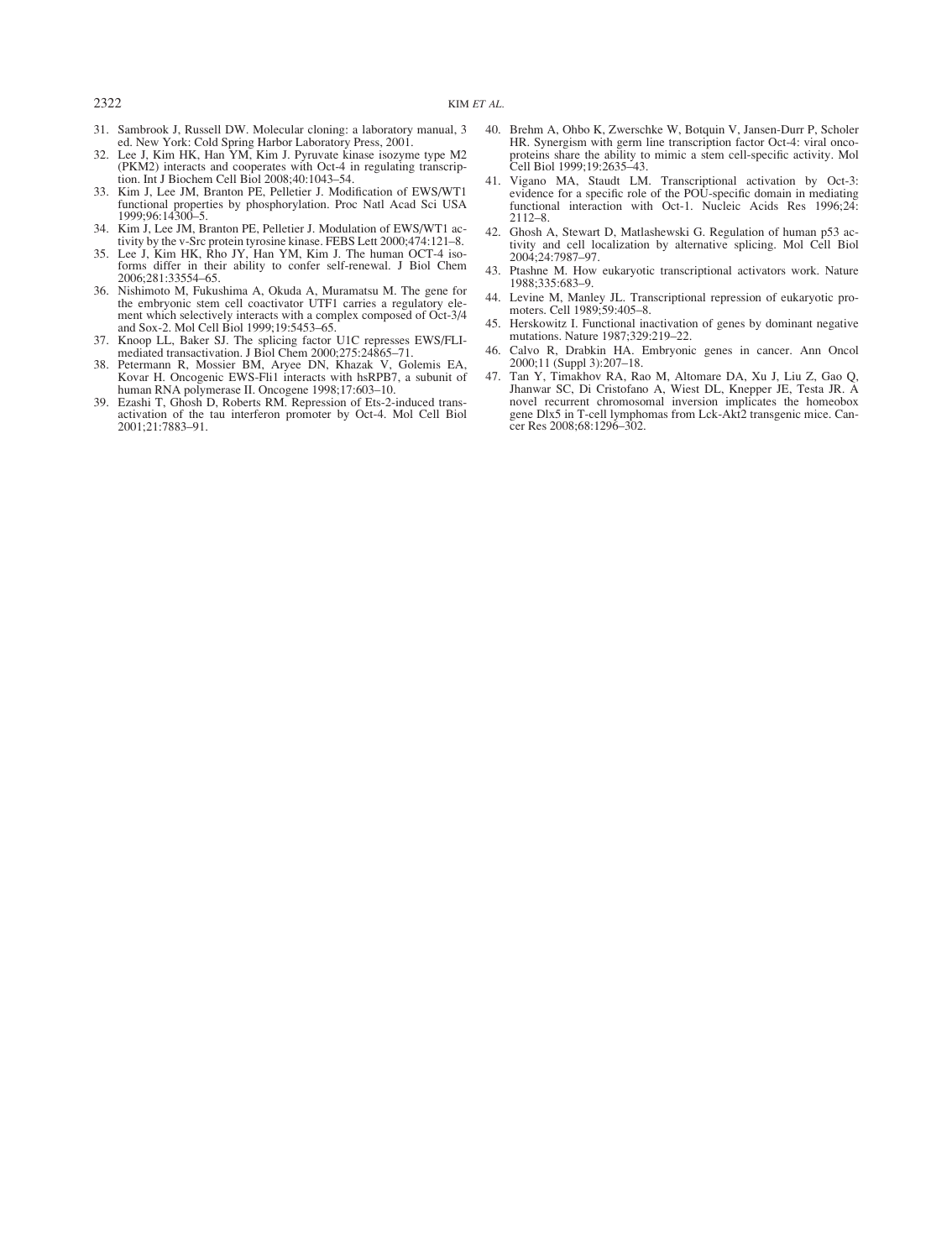31. Sambrook J, Russell DW. Molecular cloning: a laboratory manual, 3 ed. New York: Cold Spring Harbor Laboratory Press, 2001.
32. Lee J, Kim HK, Han YM, Kim J. Pyruvate kinase isozyme type M2 (PKM2) interacts and cooperates with Oct-4 in regulating transcription. Int J Biochem Cell Biol 2008;40:1043–54.
33. Kim J, Lee JM, Branton PE, Pelletier J. Modification of EWS/WT1 functional properties by phosphorylation. Proc Natl Acad Sci USA 1999;96:14300–5.
34. Kim J, Lee JM, Branton PE, Pelletier J. Modulation of EWS/WT1 activity by the v-Src protein tyrosine kinase. FEBS Lett 2000;474:121–8.
35. Lee J, Kim HK, Rho JY, Han YM, Kim J. The human OCT-4 isoforms differ in their ability to confer self-renewal. J Biol Chem 2006;281:33554–65.
36. Nishimoto M, Fukushima A, Okuda A, Muramatsu M. The gene for the embryonic stem cell coactivator UTF1 carries a regulatory element which selectively interacts with a complex composed of Oct-3/4 and Sox-2. Mol Cell Biol 1999;19:5453–65.
37. Knoop LL, Baker SJ. The splicing factor U1C represses EWS/FLI-mediated transactivation. J Biol Chem 2000;275:24865–71.
38. Petermann R, Mossier BM, Aryee DN, Khazak V, Golemis EA, Kovar H. Oncogenic EWS-Fli1 interacts with hsRPB7, a subunit of human RNA polymerase II. Oncogene 1998;17:603–10.
39. Ezashi T, Ghosh D, Roberts RM. Repression of Ets-2-induced transactivation of the tau interferon promoter by Oct-4. Mol Cell Biol 2001;21:7883–91.
40. Brehm A, Ohbo K, Zwerschke W, Botquin V, Jansen-Durr P, Scholer HR. Synergism with germ line transcription factor Oct-4: viral oncoproteins share the ability to mimic a stem cell-specific activity. Mol Cell Biol 1999;19:2635–43.
41. Vigano MA, Staudt LM. Transcriptional activation by Oct-3: evidence for a specific role of the POU-specific domain in mediating functional interaction with Oct-1. Nucleic Acids Res 1996;24: 2112–8.
42. Ghosh A, Stewart D, Matlashewski G. Regulation of human p53 activity and cell localization by alternative splicing. Mol Cell Biol 2004;24:7987–97.
43. Ptashne M. How eukaryotic transcriptional activators work. Nature 1988;335:683–9.
44. Levine M, Manley JL. Transcriptional repression of eukaryotic promoters. Cell 1989;59:405–8.
45. Herskowitz I. Functional inactivation of genes by dominant negative mutations. Nature 1987;329:219–22.
46. Calvo R, Drabkin HA. Embryonic genes in cancer. Ann Oncol 2000;11 (Suppl 3):207–18.
47. Tan Y, Timakhov RA, Rao M, Altomare DA, Xu J, Liu Z, Gao Q, Jhanwar SC, Di Cristofano A, Wiest DL, Knepper JE, Testa JR. A novel recurrent chromosomal inversion implicates the homeobox gene Dlx5 in T-cell lymphomas from Lck-Akt2 transgenic mice. Cancer Res 2008;68:1296–302.